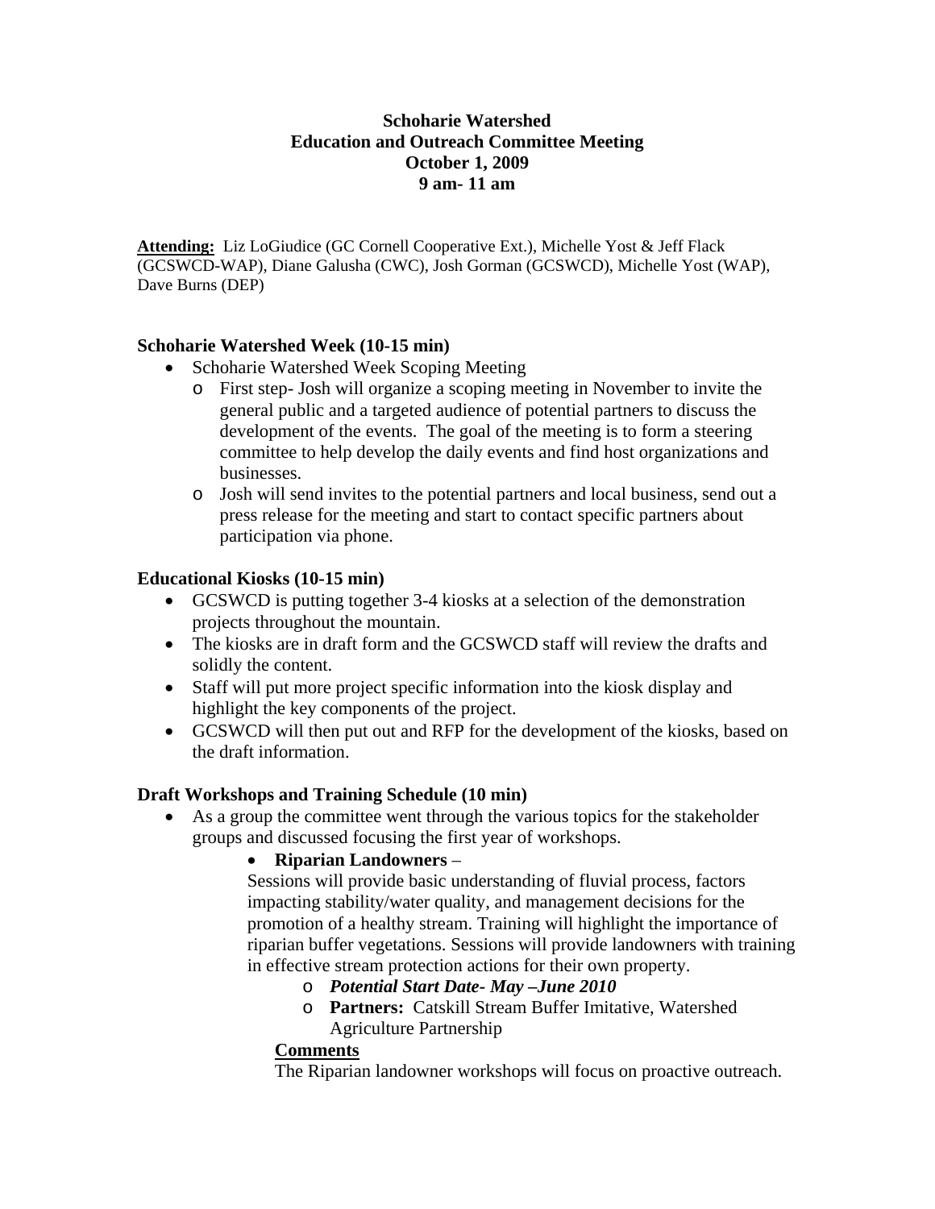**Schoharie Watershed**
**Education and Outreach Committee Meeting**
**October 1, 2009**
**9 am- 11 am**

**Attending:** Liz LoGiudice (GC Cornell Cooperative Ext.), Michelle Yost & Jeff Flack (GCSWCD-WAP), Diane Galusha (CWC), Josh Gorman (GCSWCD), Michelle Yost (WAP), Dave Burns (DEP)

### Schoharie Watershed Week (10-15 min)

- Schoharie Watershed Week Scoping Meeting
  - First step- Josh will organize a scoping meeting in November to invite the general public and a targeted audience of potential partners to discuss the development of the events. The goal of the meeting is to form a steering committee to help develop the daily events and find host organizations and businesses.
  - Josh will send invites to the potential partners and local business, send out a press release for the meeting and start to contact specific partners about participation via phone.

### Educational Kiosks (10-15 min)

- GCSWCD is putting together 3-4 kiosks at a selection of the demonstration projects throughout the mountain.
- The kiosks are in draft form and the GCSWCD staff will review the drafts and solidly the content.
- Staff will put more project specific information into the kiosk display and highlight the key components of the project.
- GCSWCD will then put out and RFP for the development of the kiosks, based on the draft information.

### Draft Workshops and Training Schedule (10 min)

- As a group the committee went through the various topics for the stakeholder groups and discussed focusing the first year of workshops.
  - **Riparian Landowners** –
    Sessions will provide basic understanding of fluvial process, factors impacting stability/water quality, and management decisions for the promotion of a healthy stream. Training will highlight the importance of riparian buffer vegetations. Sessions will provide landowners with training in effective stream protection actions for their own property.
    - ***Potential Start Date- May –June 2010***
    - **Partners:** Catskill Stream Buffer Imitative, Watershed Agriculture Partnership

    **Comments**
    The Riparian landowner workshops will focus on proactive outreach.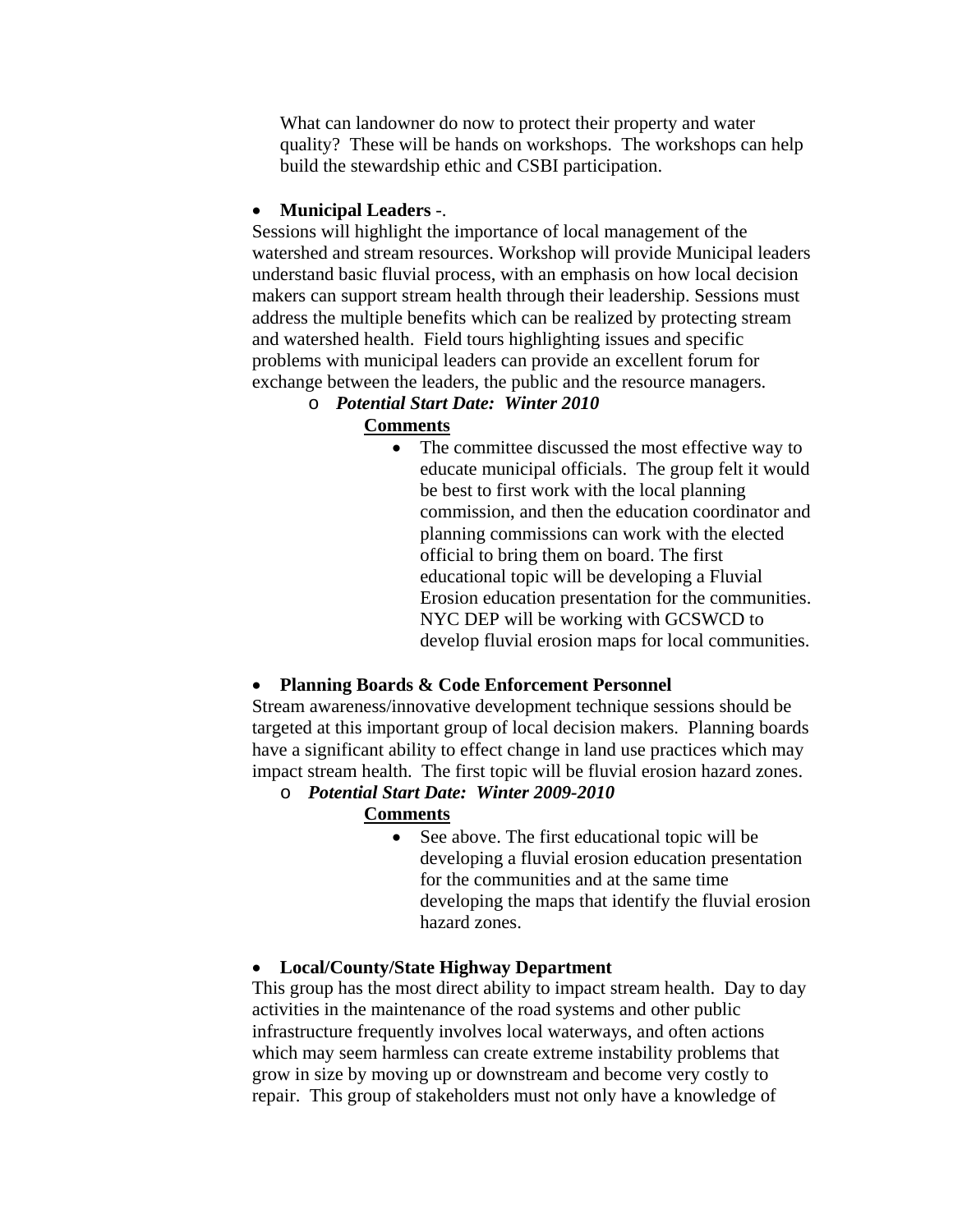What can landowner do now to protect their property and water quality? These will be hands on workshops. The workshops can help build the stewardship ethic and CSBI participation.

- **Municipal Leaders** -.

Sessions will highlight the importance of local management of the watershed and stream resources. Workshop will provide Municipal leaders understand basic fluvial process, with an emphasis on how local decision makers can support stream health through their leadership. Sessions must address the multiple benefits which can be realized by protecting stream and watershed health. Field tours highlighting issues and specific problems with municipal leaders can provide an excellent forum for exchange between the leaders, the public and the resource managers.

  - ***Potential Start Date: Winter 2010***

    **Comments**

    - The committee discussed the most effective way to educate municipal officials. The group felt it would be best to first work with the local planning commission, and then the education coordinator and planning commissions can work with the elected official to bring them on board. The first educational topic will be developing a Fluvial Erosion education presentation for the communities. NYC DEP will be working with GCSWCD to develop fluvial erosion maps for local communities.

- **Planning Boards & Code Enforcement Personnel**

Stream awareness/innovative development technique sessions should be targeted at this important group of local decision makers. Planning boards have a significant ability to effect change in land use practices which may impact stream health. The first topic will be fluvial erosion hazard zones.

  - ***Potential Start Date: Winter 2009-2010***

    **Comments**

    - See above. The first educational topic will be developing a fluvial erosion education presentation for the communities and at the same time developing the maps that identify the fluvial erosion hazard zones.

- **Local/County/State Highway Department**

This group has the most direct ability to impact stream health. Day to day activities in the maintenance of the road systems and other public infrastructure frequently involves local waterways, and often actions which may seem harmless can create extreme instability problems that grow in size by moving up or downstream and become very costly to repair. This group of stakeholders must not only have a knowledge of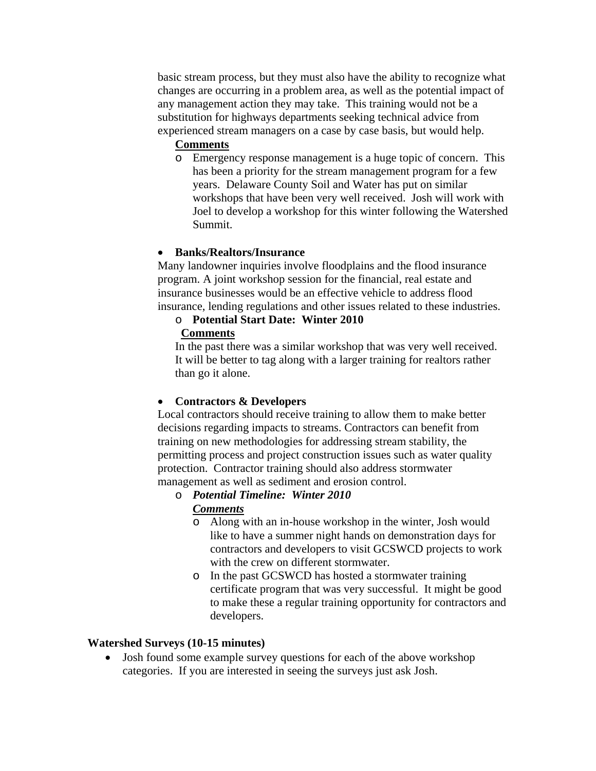basic stream process, but they must also have the ability to recognize what changes are occurring in a problem area, as well as the potential impact of any management action they may take. This training would not be a substitution for highways departments seeking technical advice from experienced stream managers on a case by case basis, but would help.

**Comments**

- Emergency response management is a huge topic of concern. This has been a priority for the stream management program for a few years. Delaware County Soil and Water has put on similar workshops that have been very well received. Josh will work with Joel to develop a workshop for this winter following the Watershed Summit.

- **Banks/Realtors/Insurance**

Many landowner inquiries involve floodplains and the flood insurance program. A joint workshop session for the financial, real estate and insurance businesses would be an effective vehicle to address flood insurance, lending regulations and other issues related to these industries.

- **Potential Start Date: Winter 2010**

**Comments**

In the past there was a similar workshop that was very well received. It will be better to tag along with a larger training for realtors rather than go it alone.

- **Contractors & Developers**

Local contractors should receive training to allow them to make better decisions regarding impacts to streams. Contractors can benefit from training on new methodologies for addressing stream stability, the permitting process and project construction issues such as water quality protection. Contractor training should also address stormwater management as well as sediment and erosion control.

- ***Potential Timeline: Winter 2010***

***Comments***

- Along with an in-house workshop in the winter, Josh would like to have a summer night hands on demonstration days for contractors and developers to visit GCSWCD projects to work with the crew on different stormwater.
- In the past GCSWCD has hosted a stormwater training certificate program that was very successful. It might be good to make these a regular training opportunity for contractors and developers.

**Watershed Surveys (10-15 minutes)**

- Josh found some example survey questions for each of the above workshop categories. If you are interested in seeing the surveys just ask Josh.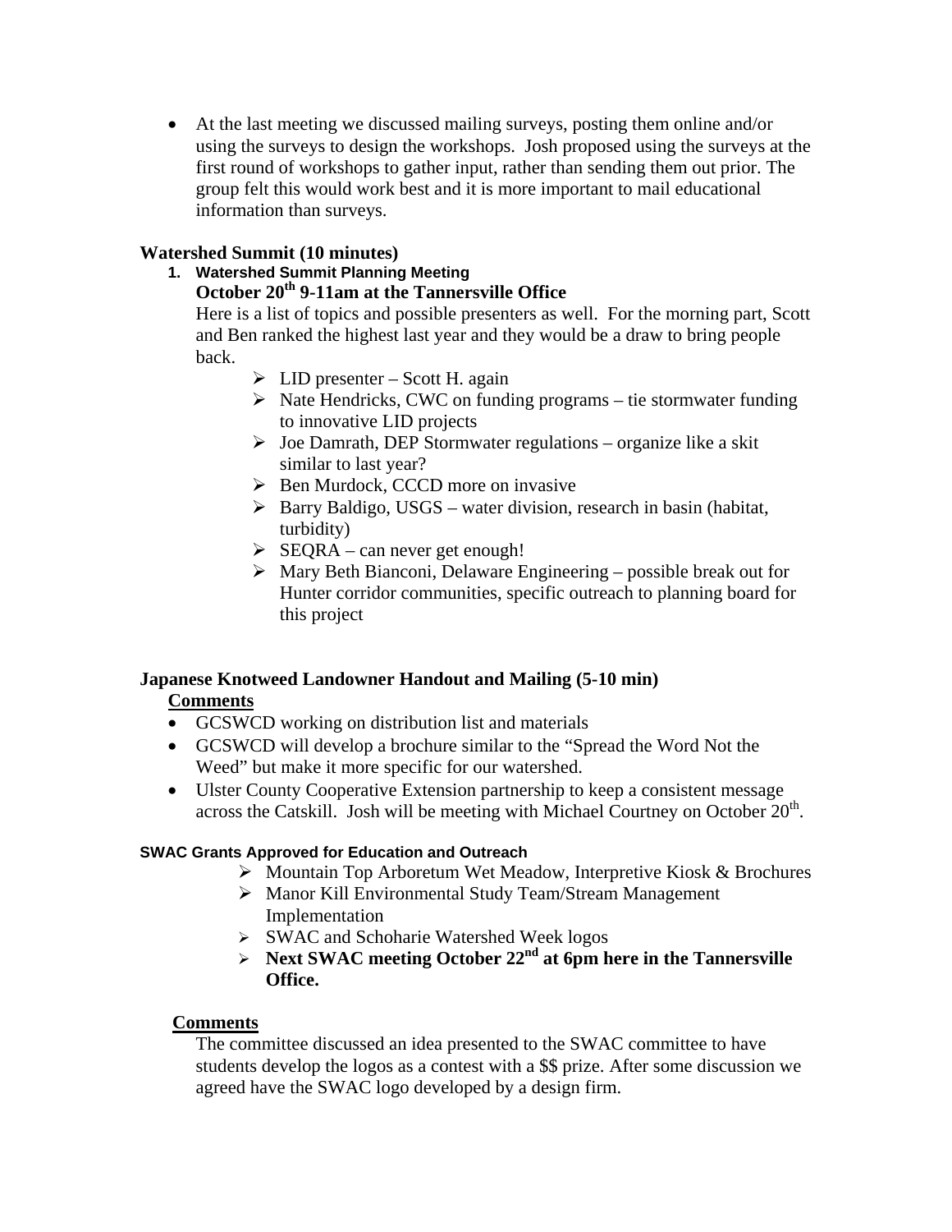- At the last meeting we discussed mailing surveys, posting them online and/or using the surveys to design the workshops. Josh proposed using the surveys at the first round of workshops to gather input, rather than sending them out prior. The group felt this would work best and it is more important to mail educational information than surveys.

### Watershed Summit (10 minutes)

1. **Watershed Summit Planning Meeting**
   **October 20th 9-11am at the Tannersville Office**
   Here is a list of topics and possible presenters as well. For the morning part, Scott and Ben ranked the highest last year and they would be a draw to bring people back.
   - LID presenter – Scott H. again
   - Nate Hendricks, CWC on funding programs – tie stormwater funding to innovative LID projects
   - Joe Damrath, DEP Stormwater regulations – organize like a skit similar to last year?
   - Ben Murdock, CCCD more on invasive
   - Barry Baldigo, USGS – water division, research in basin (habitat, turbidity)
   - SEQRA – can never get enough!
   - Mary Beth Bianconi, Delaware Engineering – possible break out for Hunter corridor communities, specific outreach to planning board for this project

### Japanese Knotweed Landowner Handout and Mailing (5-10 min)

**Comments**

- GCSWCD working on distribution list and materials
- GCSWCD will develop a brochure similar to the "Spread the Word Not the Weed" but make it more specific for our watershed.
- Ulster County Cooperative Extension partnership to keep a consistent message across the Catskill. Josh will be meeting with Michael Courtney on October 20th.

#### SWAC Grants Approved for Education and Outreach

- Mountain Top Arboretum Wet Meadow, Interpretive Kiosk & Brochures
- Manor Kill Environmental Study Team/Stream Management Implementation
- SWAC and Schoharie Watershed Week logos
- **Next SWAC meeting October 22nd at 6pm here in the Tannersville Office.**

**Comments**

The committee discussed an idea presented to the SWAC committee to have students develop the logos as a contest with a $$ prize. After some discussion we agreed have the SWAC logo developed by a design firm.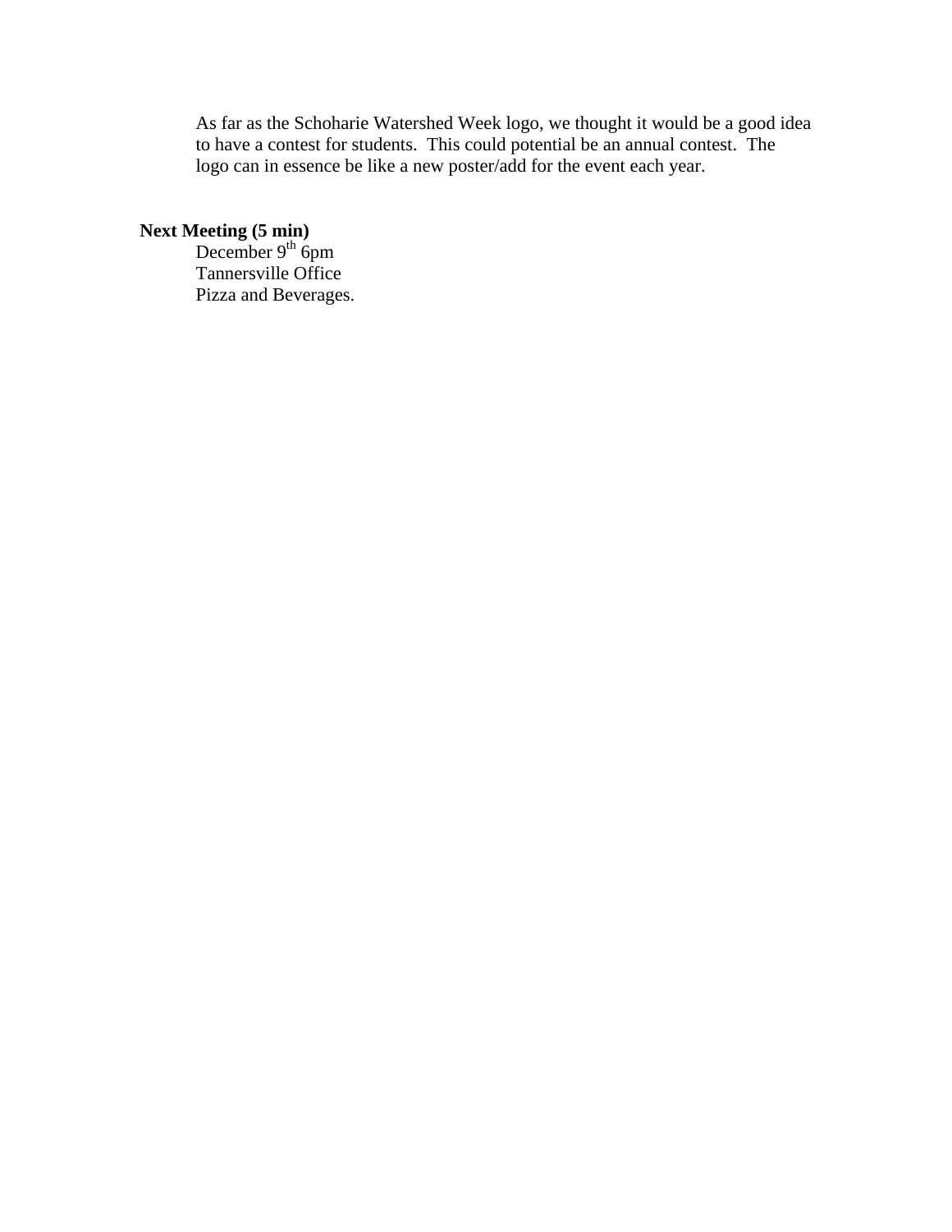As far as the Schoharie Watershed Week logo, we thought it would be a good idea to have a contest for students. This could potential be an annual contest. The logo can in essence be like a new poster/add for the event each year.

**Next Meeting (5 min)**

December 9th 6pm
Tannersville Office
Pizza and Beverages.